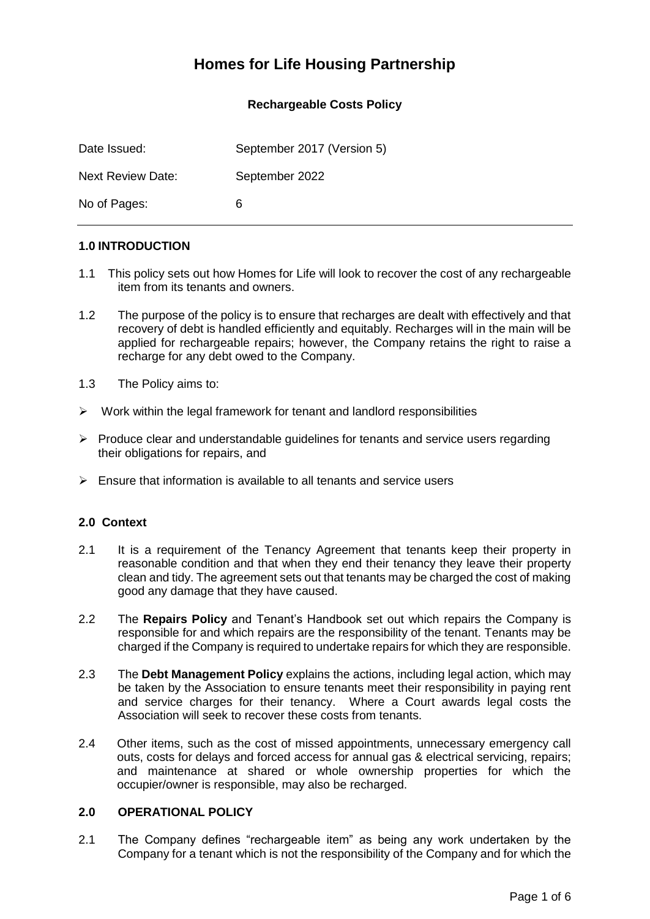# Homes for Life Housing Partnership

**Rechargeable Costs Policy**

| | |
|---|---|
| Date Issued: | September 2017 (Version 5) |
| Next Review Date: | September 2022 |
| No of Pages: | 6 |

---

## 1.0 INTRODUCTION

1.1 This policy sets out how Homes for Life will look to recover the cost of any rechargeable item from its tenants and owners.

1.2 The purpose of the policy is to ensure that recharges are dealt with effectively and that recovery of debt is handled efficiently and equitably. Recharges will in the main will be applied for rechargeable repairs; however, the Company retains the right to raise a recharge for any debt owed to the Company.

1.3 The Policy aims to:

- Work within the legal framework for tenant and landlord responsibilities
- Produce clear and understandable guidelines for tenants and service users regarding their obligations for repairs, and
- Ensure that information is available to all tenants and service users

## 2.0 Context

2.1 It is a requirement of the Tenancy Agreement that tenants keep their property in reasonable condition and that when they end their tenancy they leave their property clean and tidy. The agreement sets out that tenants may be charged the cost of making good any damage that they have caused.

2.2 The **Repairs Policy** and Tenant's Handbook set out which repairs the Company is responsible for and which repairs are the responsibility of the tenant. Tenants may be charged if the Company is required to undertake repairs for which they are responsible.

2.3 The **Debt Management Policy** explains the actions, including legal action, which may be taken by the Association to ensure tenants meet their responsibility in paying rent and service charges for their tenancy. Where a Court awards legal costs the Association will seek to recover these costs from tenants.

2.4 Other items, such as the cost of missed appointments, unnecessary emergency call outs, costs for delays and forced access for annual gas & electrical servicing, repairs; and maintenance at shared or whole ownership properties for which the occupier/owner is responsible, may also be recharged.

## 2.0 OPERATIONAL POLICY

2.1 The Company defines "rechargeable item" as being any work undertaken by the Company for a tenant which is not the responsibility of the Company and for which the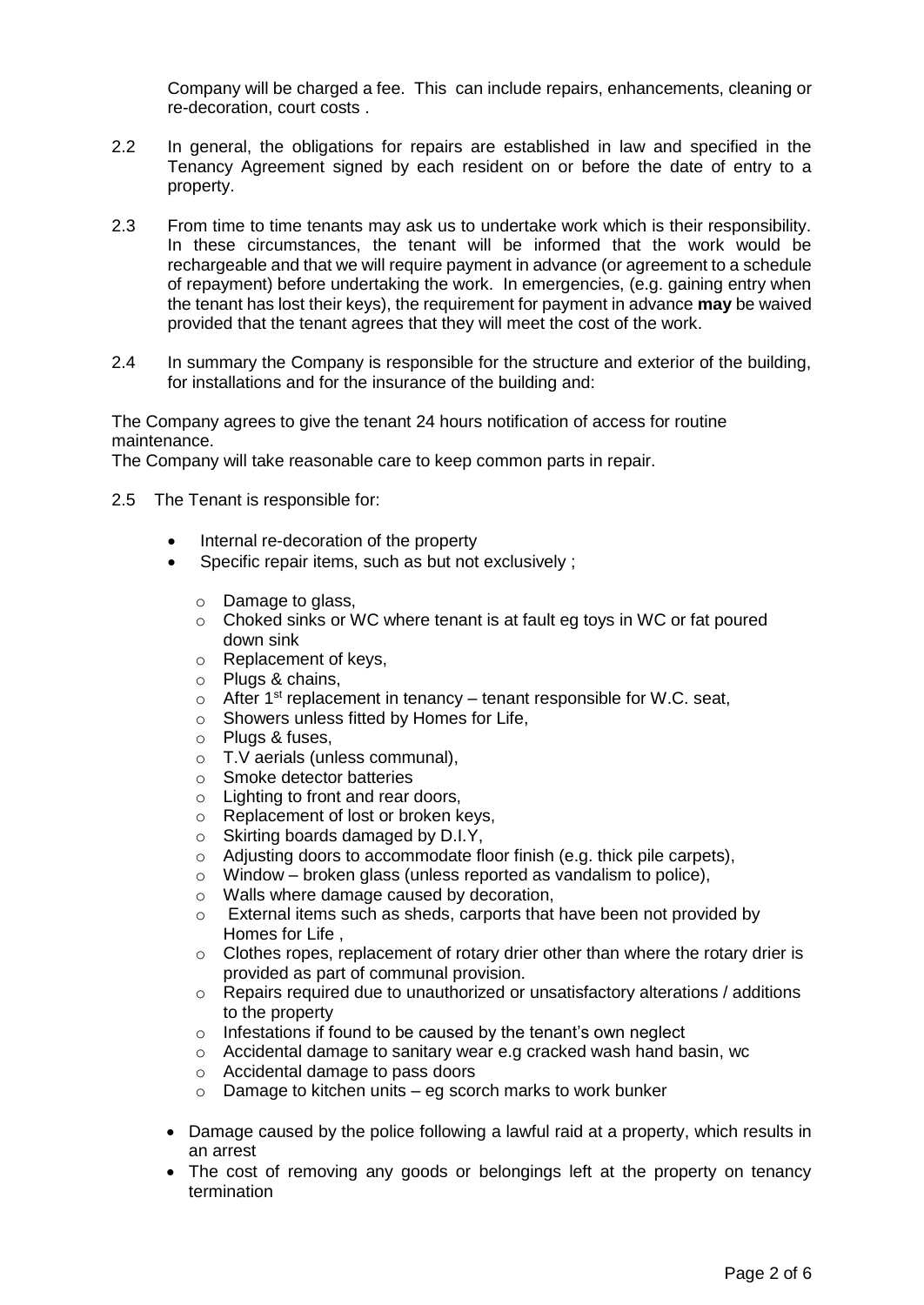Company will be charged a fee. This can include repairs, enhancements, cleaning or re-decoration, court costs .

2.2 In general, the obligations for repairs are established in law and specified in the Tenancy Agreement signed by each resident on or before the date of entry to a property.

2.3 From time to time tenants may ask us to undertake work which is their responsibility. In these circumstances, the tenant will be informed that the work would be rechargeable and that we will require payment in advance (or agreement to a schedule of repayment) before undertaking the work. In emergencies, (e.g. gaining entry when the tenant has lost their keys), the requirement for payment in advance **may** be waived provided that the tenant agrees that they will meet the cost of the work.

2.4 In summary the Company is responsible for the structure and exterior of the building, for installations and for the insurance of the building and:

The Company agrees to give the tenant 24 hours notification of access for routine maintenance.
The Company will take reasonable care to keep common parts in repair.

2.5 The Tenant is responsible for:

- Internal re-decoration of the property
- Specific repair items, such as but not exclusively ;
  - Damage to glass,
  - Choked sinks or WC where tenant is at fault eg toys in WC or fat poured down sink
  - Replacement of keys,
  - Plugs & chains,
  - After 1st replacement in tenancy – tenant responsible for W.C. seat,
  - Showers unless fitted by Homes for Life,
  - Plugs & fuses,
  - T.V aerials (unless communal),
  - Smoke detector batteries
  - Lighting to front and rear doors,
  - Replacement of lost or broken keys,
  - Skirting boards damaged by D.I.Y,
  - Adjusting doors to accommodate floor finish (e.g. thick pile carpets),
  - Window – broken glass (unless reported as vandalism to police),
  - Walls where damage caused by decoration,
  - External items such as sheds, carports that have been not provided by Homes for Life ,
  - Clothes ropes, replacement of rotary drier other than where the rotary drier is provided as part of communal provision.
  - Repairs required due to unauthorized or unsatisfactory alterations / additions to the property
  - Infestations if found to be caused by the tenant's own neglect
  - Accidental damage to sanitary wear e.g cracked wash hand basin, wc
  - Accidental damage to pass doors
  - Damage to kitchen units – eg scorch marks to work bunker
- Damage caused by the police following a lawful raid at a property, which results in an arrest
- The cost of removing any goods or belongings left at the property on tenancy termination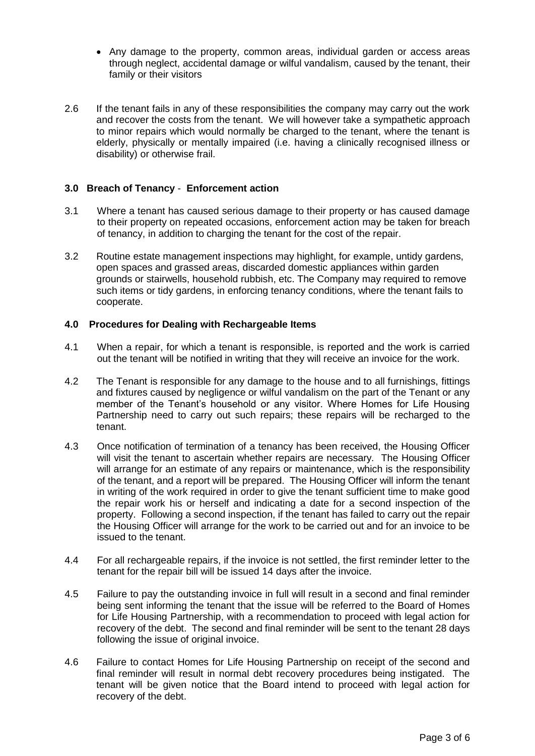- Any damage to the property, common areas, individual garden or access areas through neglect, accidental damage or wilful vandalism, caused by the tenant, their family or their visitors

2.6 If the tenant fails in any of these responsibilities the company may carry out the work and recover the costs from the tenant. We will however take a sympathetic approach to minor repairs which would normally be charged to the tenant, where the tenant is elderly, physically or mentally impaired (i.e. having a clinically recognised illness or disability) or otherwise frail.

## 3.0 Breach of Tenancy - Enforcement action

3.1 Where a tenant has caused serious damage to their property or has caused damage to their property on repeated occasions, enforcement action may be taken for breach of tenancy, in addition to charging the tenant for the cost of the repair.

3.2 Routine estate management inspections may highlight, for example, untidy gardens, open spaces and grassed areas, discarded domestic appliances within garden grounds or stairwells, household rubbish, etc. The Company may required to remove such items or tidy gardens, in enforcing tenancy conditions, where the tenant fails to cooperate.

## 4.0 Procedures for Dealing with Rechargeable Items

4.1 When a repair, for which a tenant is responsible, is reported and the work is carried out the tenant will be notified in writing that they will receive an invoice for the work.

4.2 The Tenant is responsible for any damage to the house and to all furnishings, fittings and fixtures caused by negligence or wilful vandalism on the part of the Tenant or any member of the Tenant's household or any visitor. Where Homes for Life Housing Partnership need to carry out such repairs; these repairs will be recharged to the tenant.

4.3 Once notification of termination of a tenancy has been received, the Housing Officer will visit the tenant to ascertain whether repairs are necessary. The Housing Officer will arrange for an estimate of any repairs or maintenance, which is the responsibility of the tenant, and a report will be prepared. The Housing Officer will inform the tenant in writing of the work required in order to give the tenant sufficient time to make good the repair work his or herself and indicating a date for a second inspection of the property. Following a second inspection, if the tenant has failed to carry out the repair the Housing Officer will arrange for the work to be carried out and for an invoice to be issued to the tenant.

4.4 For all rechargeable repairs, if the invoice is not settled, the first reminder letter to the tenant for the repair bill will be issued 14 days after the invoice.

4.5 Failure to pay the outstanding invoice in full will result in a second and final reminder being sent informing the tenant that the issue will be referred to the Board of Homes for Life Housing Partnership, with a recommendation to proceed with legal action for recovery of the debt. The second and final reminder will be sent to the tenant 28 days following the issue of original invoice.

4.6 Failure to contact Homes for Life Housing Partnership on receipt of the second and final reminder will result in normal debt recovery procedures being instigated. The tenant will be given notice that the Board intend to proceed with legal action for recovery of the debt.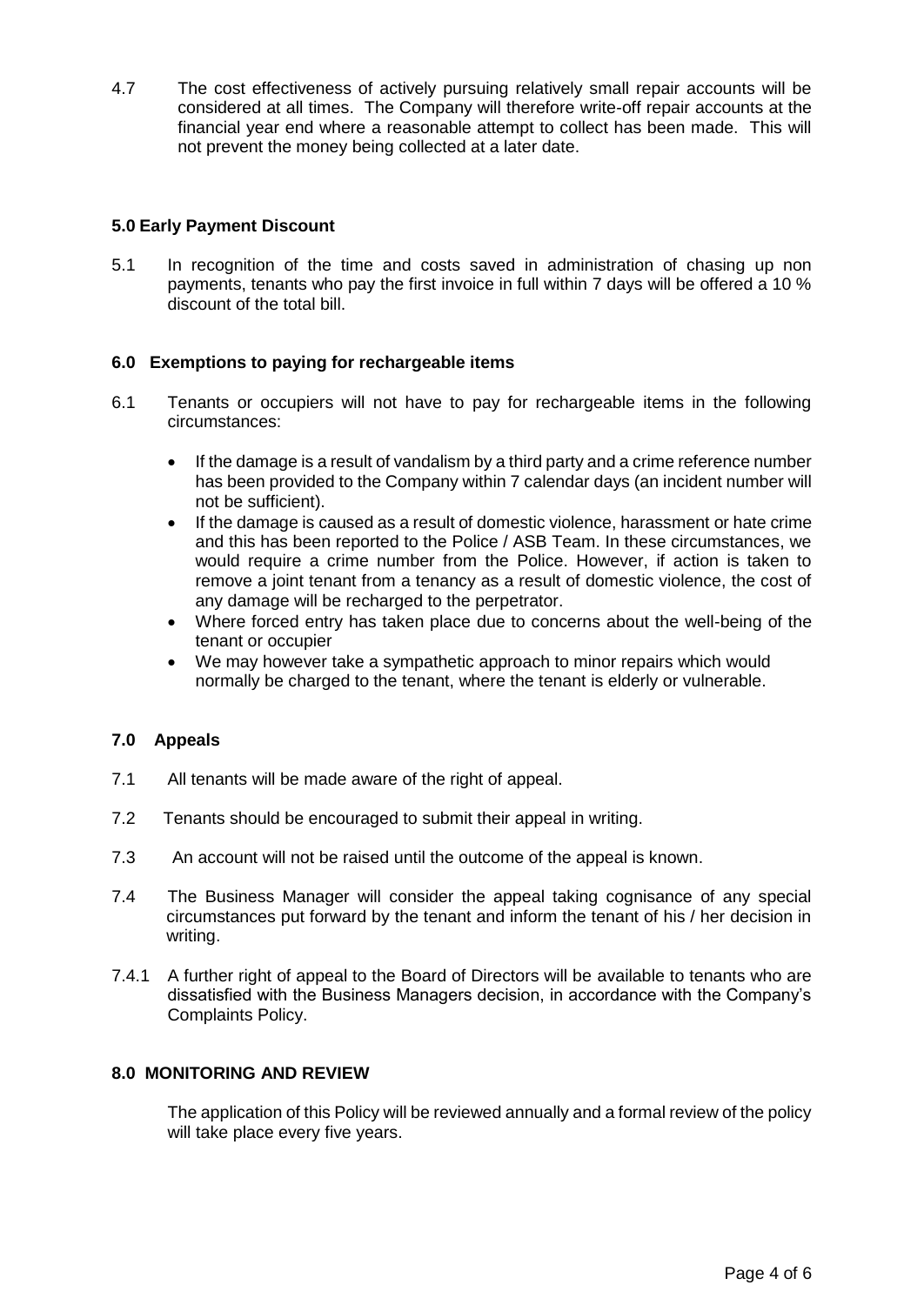4.7 The cost effectiveness of actively pursuing relatively small repair accounts will be considered at all times. The Company will therefore write-off repair accounts at the financial year end where a reasonable attempt to collect has been made. This will not prevent the money being collected at a later date.

## 5.0 Early Payment Discount

5.1 In recognition of the time and costs saved in administration of chasing up non payments, tenants who pay the first invoice in full within 7 days will be offered a 10 % discount of the total bill.

## 6.0 Exemptions to paying for rechargeable items

6.1 Tenants or occupiers will not have to pay for rechargeable items in the following circumstances:

- If the damage is a result of vandalism by a third party and a crime reference number has been provided to the Company within 7 calendar days (an incident number will not be sufficient).
- If the damage is caused as a result of domestic violence, harassment or hate crime and this has been reported to the Police / ASB Team. In these circumstances, we would require a crime number from the Police. However, if action is taken to remove a joint tenant from a tenancy as a result of domestic violence, the cost of any damage will be recharged to the perpetrator.
- Where forced entry has taken place due to concerns about the well-being of the tenant or occupier
- We may however take a sympathetic approach to minor repairs which would normally be charged to the tenant, where the tenant is elderly or vulnerable.

## 7.0 Appeals

7.1 All tenants will be made aware of the right of appeal.

7.2 Tenants should be encouraged to submit their appeal in writing.

7.3 An account will not be raised until the outcome of the appeal is known.

7.4 The Business Manager will consider the appeal taking cognisance of any special circumstances put forward by the tenant and inform the tenant of his / her decision in writing.

7.4.1 A further right of appeal to the Board of Directors will be available to tenants who are dissatisfied with the Business Managers decision, in accordance with the Company's Complaints Policy.

## 8.0 MONITORING AND REVIEW

The application of this Policy will be reviewed annually and a formal review of the policy will take place every five years.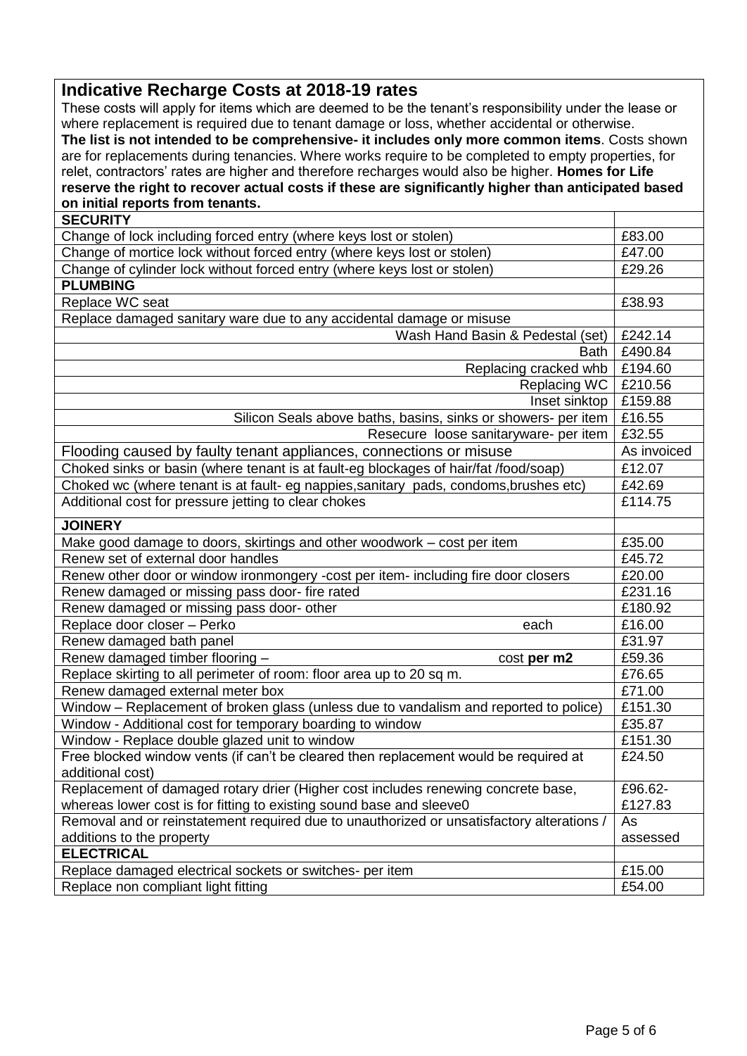## Indicative Recharge Costs at 2018-19 rates

These costs will apply for items which are deemed to be the tenant's responsibility under the lease or where replacement is required due to tenant damage or loss, whether accidental or otherwise. **The list is not intended to be comprehensive- it includes only more common items**. Costs shown are for replacements during tenancies. Where works require to be completed to empty properties, for relet, contractors' rates are higher and therefore recharges would also be higher. **Homes for Life reserve the right to recover actual costs if these are significantly higher than anticipated based on initial reports from tenants.**

| | |
|---|---|
| **SECURITY** | |
| Change of lock including forced entry (where keys lost or stolen) | £83.00 |
| Change of mortice lock without forced entry (where keys lost or stolen) | £47.00 |
| Change of cylinder lock without forced entry (where keys lost or stolen) | £29.26 |
| **PLUMBING** | |
| Replace WC seat | £38.93 |
| Replace damaged sanitary ware due to any accidental damage or misuse | |
| Wash Hand Basin & Pedestal (set) | £242.14 |
| Bath | £490.84 |
| Replacing cracked whb | £194.60 |
| Replacing WC | £210.56 |
| Inset sinktop | £159.88 |
| Silicon Seals above baths, basins, sinks or showers- per item | £16.55 |
| Resecure loose sanitaryware- per item | £32.55 |
| Flooding caused by faulty tenant appliances, connections or misuse | As invoiced |
| Choked sinks or basin (where tenant is at fault-eg blockages of hair/fat /food/soap) | £12.07 |
| Choked wc (where tenant is at fault- eg nappies,sanitary pads, condoms,brushes etc) | £42.69 |
| Additional cost for pressure jetting to clear chokes | £114.75 |
| **JOINERY** | |
| Make good damage to doors, skirtings and other woodwork – cost per item | £35.00 |
| Renew set of external door handles | £45.72 |
| Renew other door or window ironmongery -cost per item- including fire door closers | £20.00 |
| Renew damaged or missing pass door- fire rated | £231.16 |
| Renew damaged or missing pass door- other | £180.92 |
| Replace door closer – Perko each | £16.00 |
| Renew damaged bath panel | £31.97 |
| Renew damaged timber flooring – cost **per m2** | £59.36 |
| Replace skirting to all perimeter of room: floor area up to 20 sq m. | £76.65 |
| Renew damaged external meter box | £71.00 |
| Window – Replacement of broken glass (unless due to vandalism and reported to police) | £151.30 |
| Window - Additional cost for temporary boarding to window | £35.87 |
| Window - Replace double glazed unit to window | £151.30 |
| Free blocked window vents (if can't be cleared then replacement would be required at additional cost) | £24.50 |
| Replacement of damaged rotary drier (Higher cost includes renewing concrete base, whereas lower cost is for fitting to existing sound base and sleeve0 | £96.62- £127.83 |
| Removal and or reinstatement required due to unauthorized or unsatisfactory alterations / additions to the property | As assessed |
| **ELECTRICAL** | |
| Replace damaged electrical sockets or switches- per item | £15.00 |
| Replace non compliant light fitting | £54.00 |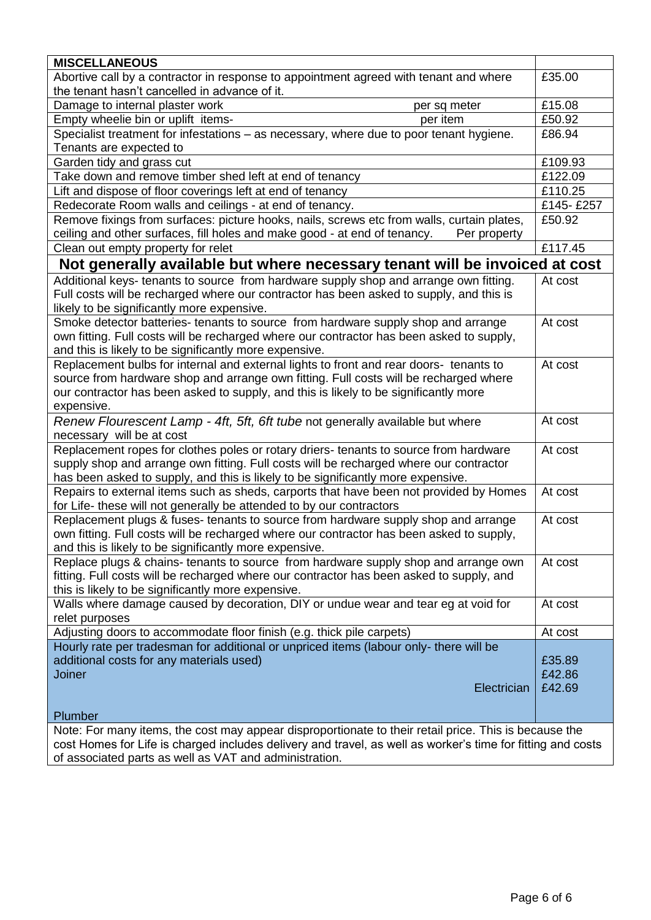| MISCELLANEOUS | |
|---|---|
| Abortive call by a contractor in response to appointment agreed with tenant and where the tenant hasn't cancelled in advance of it. | £35.00 |
| Damage to internal plaster work per sq meter | £15.08 |
| Empty wheelie bin or uplift items- per item | £50.92 |
| Specialist treatment for infestations – as necessary, where due to poor tenant hygiene. Tenants are expected to | £86.94 |
| Garden tidy and grass cut | £109.93 |
| Take down and remove timber shed left at end of tenancy | £122.09 |
| Lift and dispose of floor coverings left at end of tenancy | £110.25 |
| Redecorate Room walls and ceilings - at end of tenancy. | £145- £257 |
| Remove fixings from surfaces: picture hooks, nails, screws etc from walls, curtain plates, ceiling and other surfaces, fill holes and make good - at end of tenancy. Per property | £50.92 |
| Clean out empty property for relet | £117.45 |
| **Not generally available but where necessary tenant will be invoiced at cost** | |
| Additional keys- tenants to source from hardware supply shop and arrange own fitting. Full costs will be recharged where our contractor has been asked to supply, and this is likely to be significantly more expensive. | At cost |
| Smoke detector batteries- tenants to source from hardware supply shop and arrange own fitting. Full costs will be recharged where our contractor has been asked to supply, and this is likely to be significantly more expensive. | At cost |
| Replacement bulbs for internal and external lights to front and rear doors- tenants to source from hardware shop and arrange own fitting. Full costs will be recharged where our contractor has been asked to supply, and this is likely to be significantly more expensive. | At cost |
| *Renew Flourescent Lamp - 4ft, 5ft, 6ft tube* not generally available but where necessary will be at cost | At cost |
| Replacement ropes for clothes poles or rotary driers- tenants to source from hardware supply shop and arrange own fitting. Full costs will be recharged where our contractor has been asked to supply, and this is likely to be significantly more expensive. | At cost |
| Repairs to external items such as sheds, carports that have been not provided by Homes for Life- these will not generally be attended to by our contractors | At cost |
| Replacement plugs & fuses- tenants to source from hardware supply shop and arrange own fitting. Full costs will be recharged where our contractor has been asked to supply, and this is likely to be significantly more expensive. | At cost |
| Replace plugs & chains- tenants to source from hardware supply shop and arrange own fitting. Full costs will be recharged where our contractor has been asked to supply, and this is likely to be significantly more expensive. | At cost |
| Walls where damage caused by decoration, DIY or undue wear and tear eg at void for relet purposes | At cost |
| Adjusting doors to accommodate floor finish (e.g. thick pile carpets) | At cost |
| Hourly rate per tradesman for additional or unpriced items (labour only- there will be additional costs for any materials used) Joiner Electrician Plumber | £35.89 £42.86 £42.69 |
| Note: For many items, the cost may appear disproportionate to their retail price. This is because the cost Homes for Life is charged includes delivery and travel, as well as worker's time for fitting and costs of associated parts as well as VAT and administration. | |